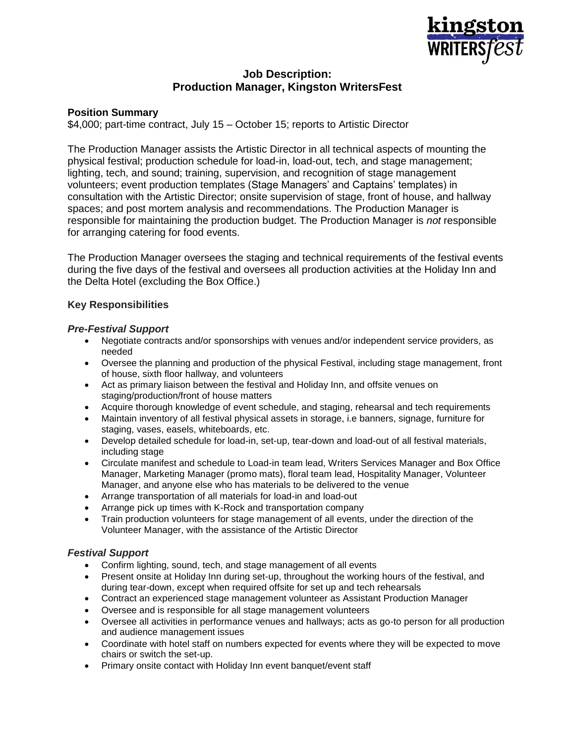# Job Description:
# Production Manager, Kingston WritersFest

## Position Summary

$4,000; part-time contract, July 15 – October 15; reports to Artistic Director

The Production Manager assists the Artistic Director in all technical aspects of mounting the physical festival; production schedule for load-in, load-out, tech, and stage management; lighting, tech, and sound; training, supervision, and recognition of stage management volunteers; event production templates (Stage Managers' and Captains' templates) in consultation with the Artistic Director; onsite supervision of stage, front of house, and hallway spaces; and post mortem analysis and recommendations. The Production Manager is responsible for maintaining the production budget. The Production Manager is *not* responsible for arranging catering for food events.

The Production Manager oversees the staging and technical requirements of the festival events during the five days of the festival and oversees all production activities at the Holiday Inn and the Delta Hotel (excluding the Box Office.)

## Key Responsibilities

### *Pre-Festival Support*

- Negotiate contracts and/or sponsorships with venues and/or independent service providers, as needed
- Oversee the planning and production of the physical Festival, including stage management, front of house, sixth floor hallway, and volunteers
- Act as primary liaison between the festival and Holiday Inn, and offsite venues on staging/production/front of house matters
- Acquire thorough knowledge of event schedule, and staging, rehearsal and tech requirements
- Maintain inventory of all festival physical assets in storage, i.e banners, signage, furniture for staging, vases, easels, whiteboards, etc.
- Develop detailed schedule for load-in, set-up, tear-down and load-out of all festival materials, including stage
- Circulate manifest and schedule to Load-in team lead, Writers Services Manager and Box Office Manager, Marketing Manager (promo mats), floral team lead, Hospitality Manager, Volunteer Manager, and anyone else who has materials to be delivered to the venue
- Arrange transportation of all materials for load-in and load-out
- Arrange pick up times with K-Rock and transportation company
- Train production volunteers for stage management of all events, under the direction of the Volunteer Manager, with the assistance of the Artistic Director

### *Festival Support*

- Confirm lighting, sound, tech, and stage management of all events
- Present onsite at Holiday Inn during set-up, throughout the working hours of the festival, and during tear-down, except when required offsite for set up and tech rehearsals
- Contract an experienced stage management volunteer as Assistant Production Manager
- Oversee and is responsible for all stage management volunteers
- Oversee all activities in performance venues and hallways; acts as go-to person for all production and audience management issues
- Coordinate with hotel staff on numbers expected for events where they will be expected to move chairs or switch the set-up.
- Primary onsite contact with Holiday Inn event banquet/event staff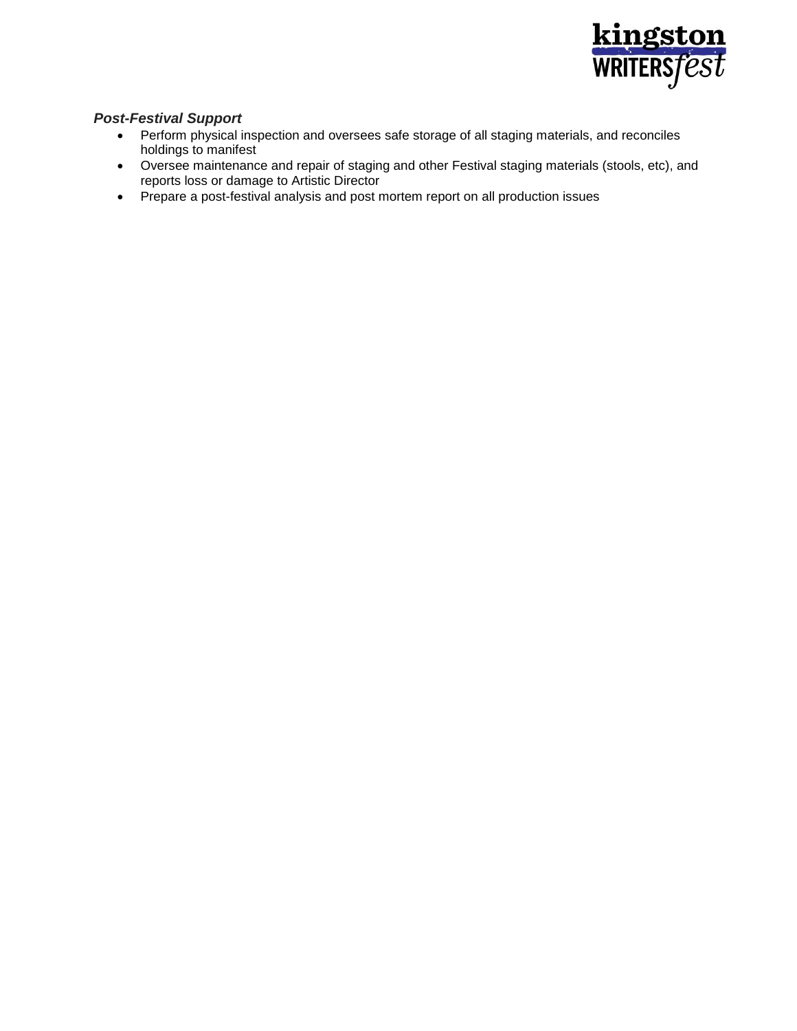***Post-Festival Support***

- Perform physical inspection and oversees safe storage of all staging materials, and reconciles holdings to manifest
- Oversee maintenance and repair of staging and other Festival staging materials (stools, etc), and reports loss or damage to Artistic Director
- Prepare a post-festival analysis and post mortem report on all production issues